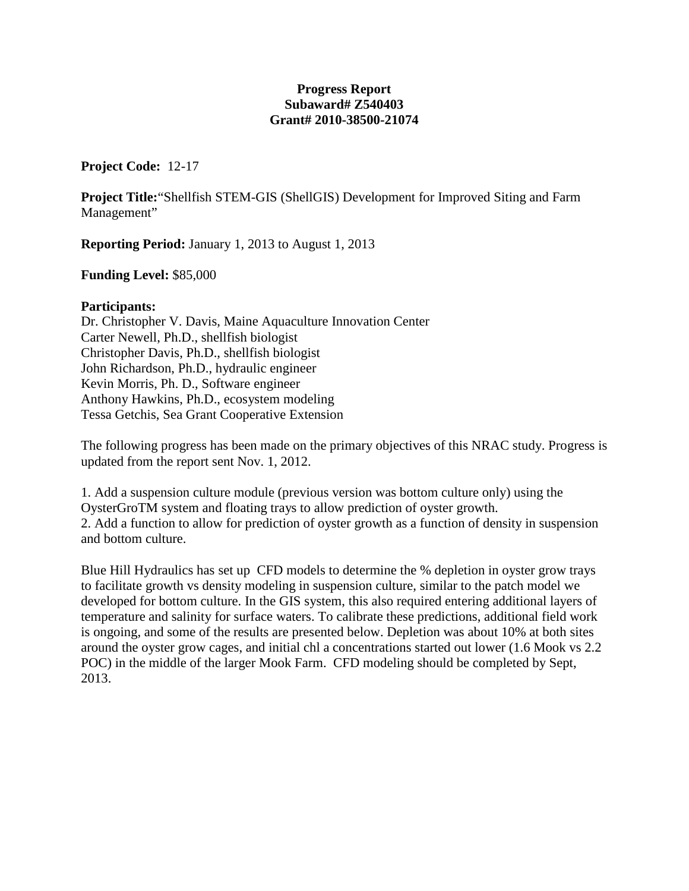**Progress Report**
**Subaward# Z540403**
**Grant# 2010-38500-21074**

**Project Code:** 12-17

**Project Title:**"Shellfish STEM-GIS (ShellGIS) Development for Improved Siting and Farm Management"

**Reporting Period:** January 1, 2013 to August 1, 2013

**Funding Level:** $85,000

**Participants:**
Dr. Christopher V. Davis, Maine Aquaculture Innovation Center
Carter Newell, Ph.D., shellfish biologist
Christopher Davis, Ph.D., shellfish biologist
John Richardson, Ph.D., hydraulic engineer
Kevin Morris, Ph. D., Software engineer
Anthony Hawkins, Ph.D., ecosystem modeling
Tessa Getchis, Sea Grant Cooperative Extension

The following progress has been made on the primary objectives of this NRAC study. Progress is updated from the report sent Nov. 1, 2012.

1. Add a suspension culture module (previous version was bottom culture only) using the OysterGroTM system and floating trays to allow prediction of oyster growth.
2. Add a function to allow for prediction of oyster growth as a function of density in suspension and bottom culture.

Blue Hill Hydraulics has set up CFD models to determine the % depletion in oyster grow trays to facilitate growth vs density modeling in suspension culture, similar to the patch model we developed for bottom culture. In the GIS system, this also required entering additional layers of temperature and salinity for surface waters. To calibrate these predictions, additional field work is ongoing, and some of the results are presented below. Depletion was about 10% at both sites around the oyster grow cages, and initial chl a concentrations started out lower (1.6 Mook vs 2.2 POC) in the middle of the larger Mook Farm. CFD modeling should be completed by Sept, 2013.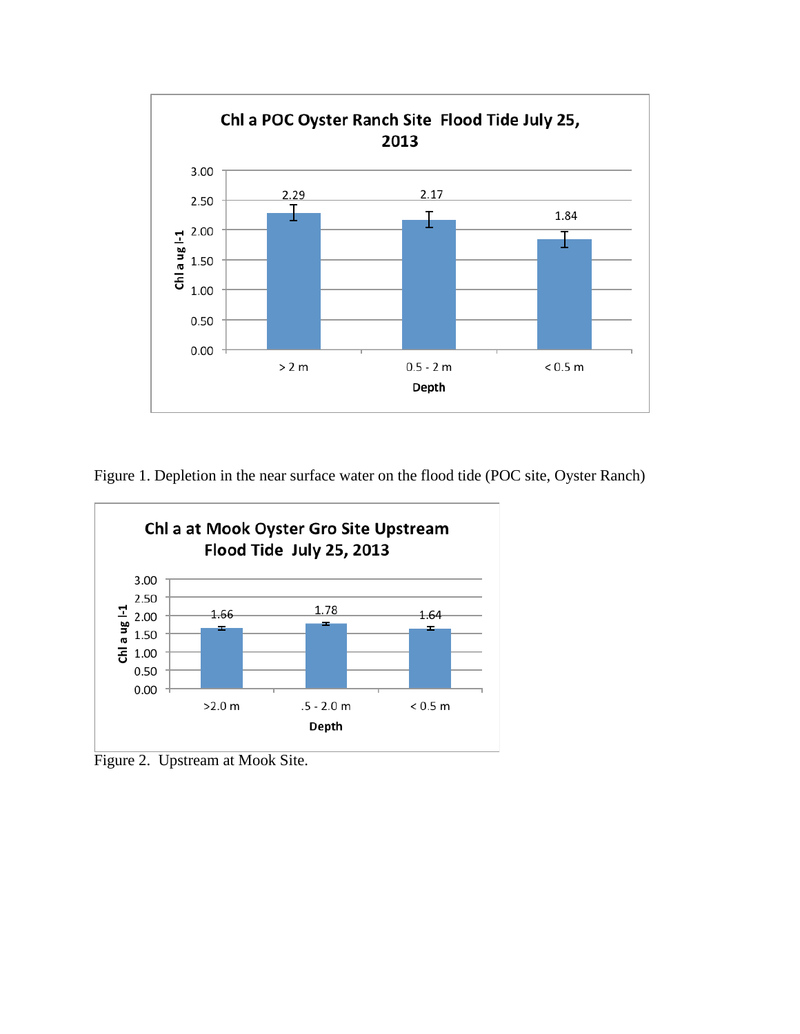Figure 1. Depletion in the near surface water on the flood tide (POC site, Oyster Ranch)

Figure 2. Upstream at Mook Site.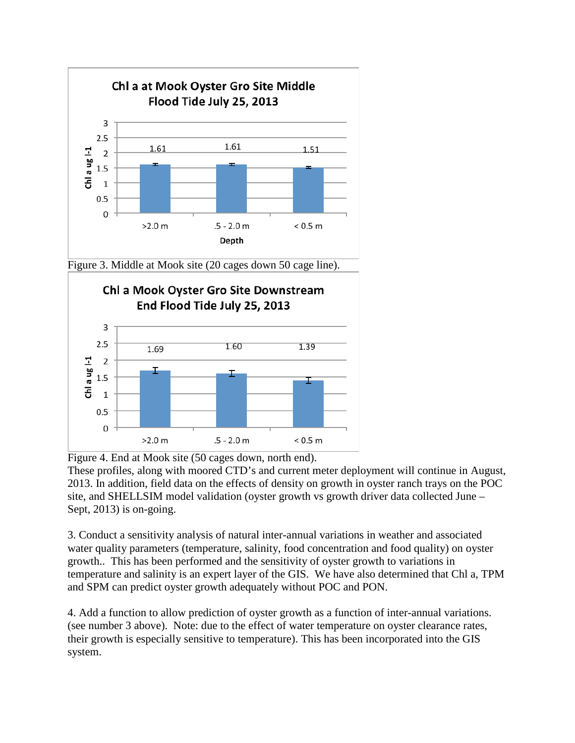**Chl a at Mook Oyster Gro Site Middle Flood Tide July 25, 2013**

| Depth | Chl a ug l-1 |
|---|---|
| >2.0 m | 1.61 |
| .5 - 2.0 m | 1.61 |
| < 0.5 m | 1.51 |

Figure 3. Middle at Mook site (20 cages down 50 cage line).

**Chl a Mook Oyster Gro Site Downstream End Flood Tide July 25, 2013**

| Depth | Chl a ug l-1 |
|---|---|
| >2.0 m | 1.69 |
| .5 - 2.0 m | 1.60 |
| < 0.5 m | 1.39 |

Figure 4. End at Mook site (50 cages down, north end).

These profiles, along with moored CTD's and current meter deployment will continue in August, 2013. In addition, field data on the effects of density on growth in oyster ranch trays on the POC site, and SHELLSIM model validation (oyster growth vs growth driver data collected June – Sept, 2013) is on-going.

3. Conduct a sensitivity analysis of natural inter-annual variations in weather and associated water quality parameters (temperature, salinity, food concentration and food quality) on oyster growth.. This has been performed and the sensitivity of oyster growth to variations in temperature and salinity is an expert layer of the GIS. We have also determined that Chl a, TPM and SPM can predict oyster growth adequately without POC and PON.

4. Add a function to allow prediction of oyster growth as a function of inter-annual variations. (see number 3 above). Note: due to the effect of water temperature on oyster clearance rates, their growth is especially sensitive to temperature). This has been incorporated into the GIS system.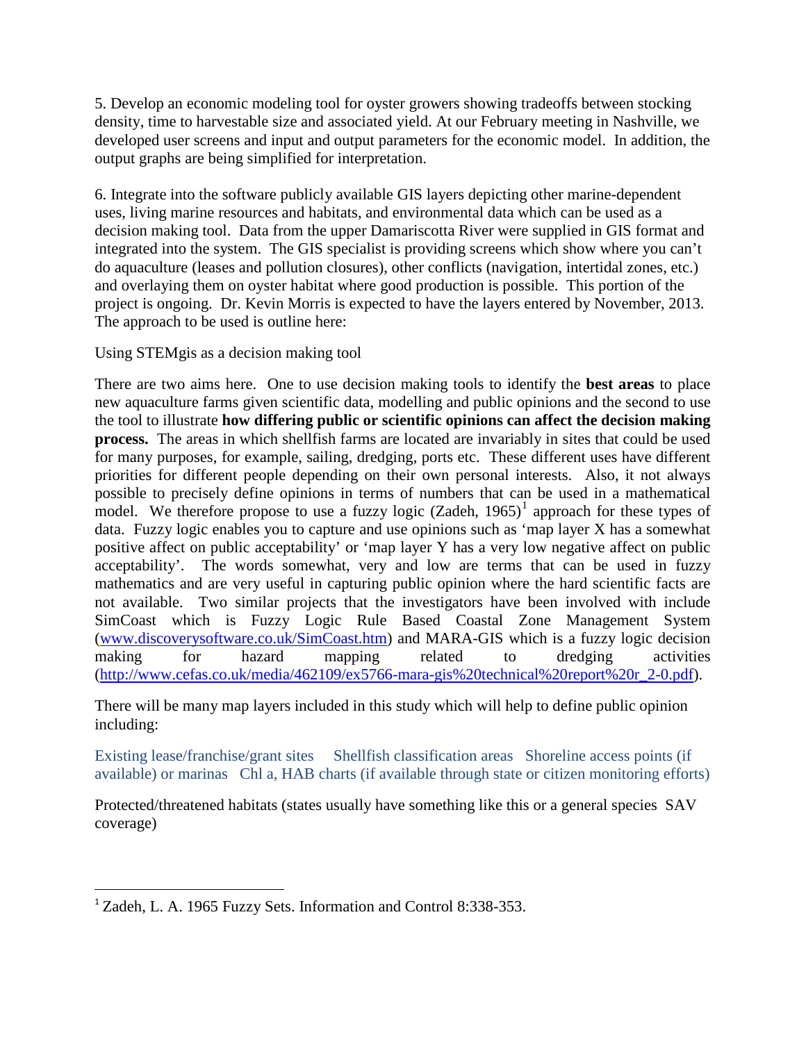5. Develop an economic modeling tool for oyster growers showing tradeoffs between stocking density, time to harvestable size and associated yield. At our February meeting in Nashville, we developed user screens and input and output parameters for the economic model. In addition, the output graphs are being simplified for interpretation.

6. Integrate into the software publicly available GIS layers depicting other marine-dependent uses, living marine resources and habitats, and environmental data which can be used as a decision making tool. Data from the upper Damariscotta River were supplied in GIS format and integrated into the system. The GIS specialist is providing screens which show where you can't do aquaculture (leases and pollution closures), other conflicts (navigation, intertidal zones, etc.) and overlaying them on oyster habitat where good production is possible. This portion of the project is ongoing. Dr. Kevin Morris is expected to have the layers entered by November, 2013. The approach to be used is outline here:

Using STEMgis as a decision making tool

There are two aims here. One to use decision making tools to identify the **best areas** to place new aquaculture farms given scientific data, modelling and public opinions and the second to use the tool to illustrate **how differing public or scientific opinions can affect the decision making process.** The areas in which shellfish farms are located are invariably in sites that could be used for many purposes, for example, sailing, dredging, ports etc. These different uses have different priorities for different people depending on their own personal interests. Also, it not always possible to precisely define opinions in terms of numbers that can be used in a mathematical model. We therefore propose to use a fuzzy logic (Zadeh, 1965)[1] approach for these types of data. Fuzzy logic enables you to capture and use opinions such as 'map layer X has a somewhat positive affect on public acceptability' or 'map layer Y has a very low negative affect on public acceptability'. The words somewhat, very and low are terms that can be used in fuzzy mathematics and are very useful in capturing public opinion where the hard scientific facts are not available. Two similar projects that the investigators have been involved with include SimCoast which is Fuzzy Logic Rule Based Coastal Zone Management System (www.discoverysoftware.co.uk/SimCoast.htm) and MARA-GIS which is a fuzzy logic decision making for hazard mapping related to dredging activities (http://www.cefas.co.uk/media/462109/ex5766-mara-gis%20technical%20report%20r_2-0.pdf).

There will be many map layers included in this study which will help to define public opinion including:

Existing lease/franchise/grant sites    Shellfish classification areas    Shoreline access points (if available) or marinas    Chl a, HAB charts (if available through state or citizen monitoring efforts)

Protected/threatened habitats (states usually have something like this or a general species SAV coverage)

[1] Zadeh, L. A. 1965 Fuzzy Sets. Information and Control 8:338-353.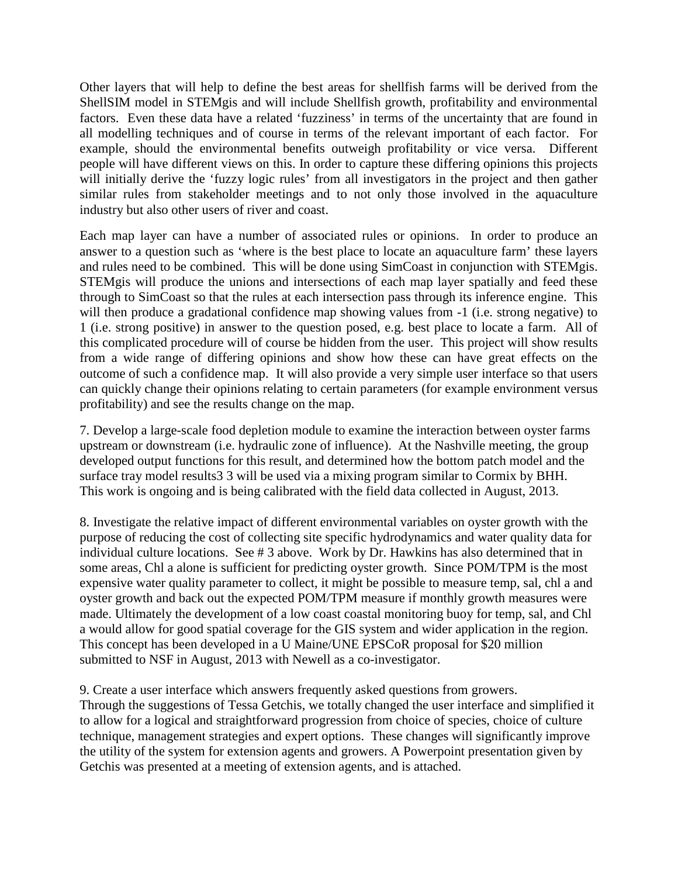Other layers that will help to define the best areas for shellfish farms will be derived from the ShellSIM model in STEMgis and will include Shellfish growth, profitability and environmental factors. Even these data have a related 'fuzziness' in terms of the uncertainty that are found in all modelling techniques and of course in terms of the relevant important of each factor. For example, should the environmental benefits outweigh profitability or vice versa. Different people will have different views on this. In order to capture these differing opinions this projects will initially derive the 'fuzzy logic rules' from all investigators in the project and then gather similar rules from stakeholder meetings and to not only those involved in the aquaculture industry but also other users of river and coast.

Each map layer can have a number of associated rules or opinions. In order to produce an answer to a question such as 'where is the best place to locate an aquaculture farm' these layers and rules need to be combined. This will be done using SimCoast in conjunction with STEMgis. STEMgis will produce the unions and intersections of each map layer spatially and feed these through to SimCoast so that the rules at each intersection pass through its inference engine. This will then produce a gradational confidence map showing values from -1 (i.e. strong negative) to 1 (i.e. strong positive) in answer to the question posed, e.g. best place to locate a farm. All of this complicated procedure will of course be hidden from the user. This project will show results from a wide range of differing opinions and show how these can have great effects on the outcome of such a confidence map. It will also provide a very simple user interface so that users can quickly change their opinions relating to certain parameters (for example environment versus profitability) and see the results change on the map.

7. Develop a large-scale food depletion module to examine the interaction between oyster farms upstream or downstream (i.e. hydraulic zone of influence). At the Nashville meeting, the group developed output functions for this result, and determined how the bottom patch model and the surface tray model results3 3 will be used via a mixing program similar to Cormix by BHH. This work is ongoing and is being calibrated with the field data collected in August, 2013.

8. Investigate the relative impact of different environmental variables on oyster growth with the purpose of reducing the cost of collecting site specific hydrodynamics and water quality data for individual culture locations. See # 3 above. Work by Dr. Hawkins has also determined that in some areas, Chl a alone is sufficient for predicting oyster growth. Since POM/TPM is the most expensive water quality parameter to collect, it might be possible to measure temp, sal, chl a and oyster growth and back out the expected POM/TPM measure if monthly growth measures were made. Ultimately the development of a low coast coastal monitoring buoy for temp, sal, and Chl a would allow for good spatial coverage for the GIS system and wider application in the region. This concept has been developed in a U Maine/UNE EPSCoR proposal for $20 million submitted to NSF in August, 2013 with Newell as a co-investigator.

9. Create a user interface which answers frequently asked questions from growers.
Through the suggestions of Tessa Getchis, we totally changed the user interface and simplified it to allow for a logical and straightforward progression from choice of species, choice of culture technique, management strategies and expert options. These changes will significantly improve the utility of the system for extension agents and growers. A Powerpoint presentation given by Getchis was presented at a meeting of extension agents, and is attached.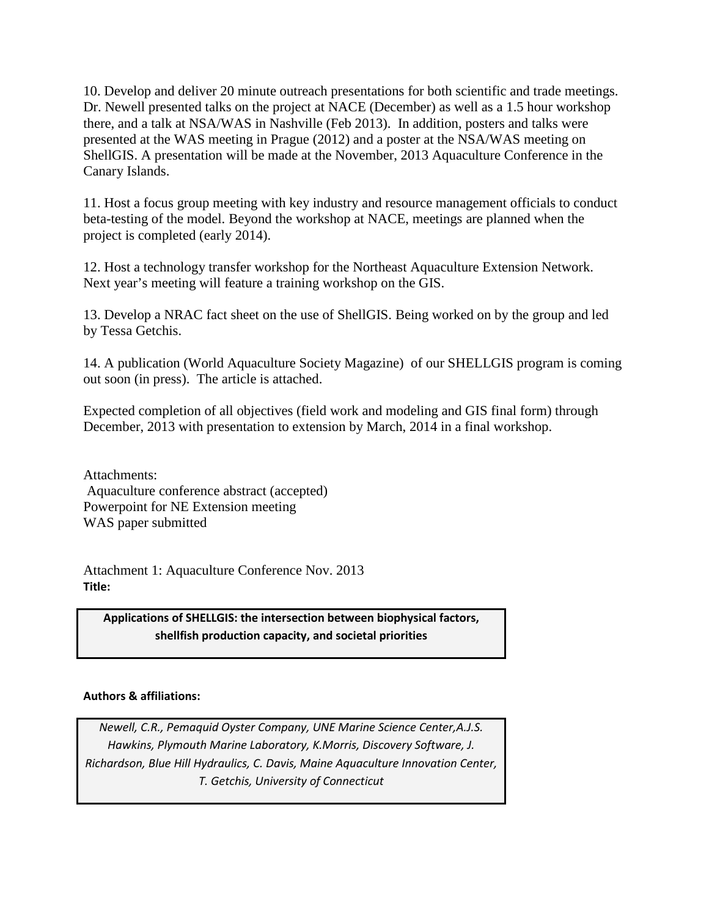10. Develop and deliver 20 minute outreach presentations for both scientific and trade meetings. Dr. Newell presented talks on the project at NACE (December) as well as a 1.5 hour workshop there, and a talk at NSA/WAS in Nashville (Feb 2013). In addition, posters and talks were presented at the WAS meeting in Prague (2012) and a poster at the NSA/WAS meeting on ShellGIS. A presentation will be made at the November, 2013 Aquaculture Conference in the Canary Islands.

11. Host a focus group meeting with key industry and resource management officials to conduct beta-testing of the model. Beyond the workshop at NACE, meetings are planned when the project is completed (early 2014).

12. Host a technology transfer workshop for the Northeast Aquaculture Extension Network. Next year's meeting will feature a training workshop on the GIS.

13. Develop a NRAC fact sheet on the use of ShellGIS. Being worked on by the group and led by Tessa Getchis.

14. A publication (World Aquaculture Society Magazine) of our SHELLGIS program is coming out soon (in press). The article is attached.

Expected completion of all objectives (field work and modeling and GIS final form) through December, 2013 with presentation to extension by March, 2014 in a final workshop.

Attachments:
Aquaculture conference abstract (accepted)
Powerpoint for NE Extension meeting
WAS paper submitted

Attachment 1: Aquaculture Conference Nov. 2013

**Title:**

**Applications of SHELLGIS: the intersection between biophysical factors, shellfish production capacity, and societal priorities**

**Authors & affiliations:**

*Newell, C.R., Pemaquid Oyster Company, UNE Marine Science Center,A.J.S. Hawkins, Plymouth Marine Laboratory, K.Morris, Discovery Software, J. Richardson, Blue Hill Hydraulics, C. Davis, Maine Aquaculture Innovation Center, T. Getchis, University of Connecticut*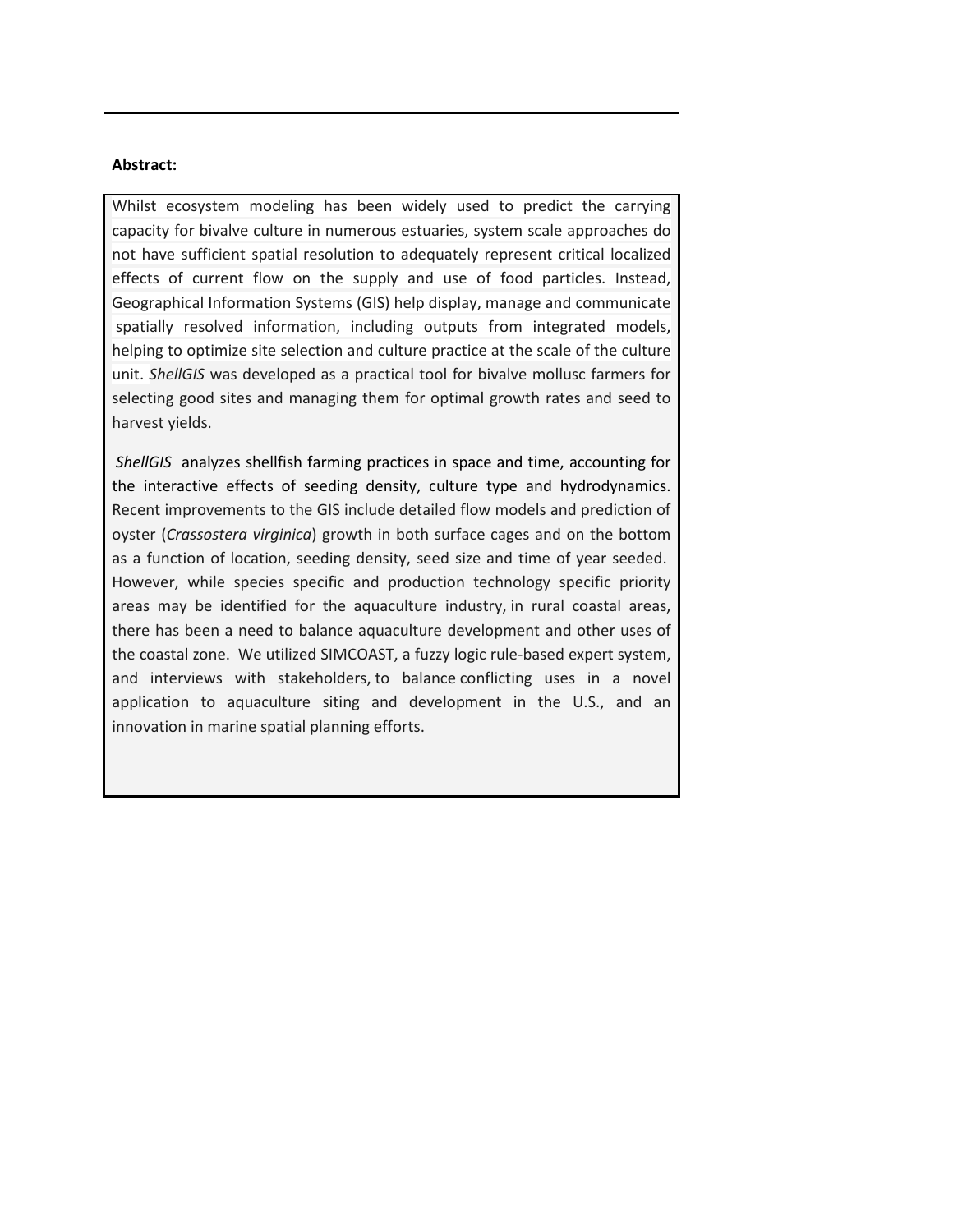**Abstract:**

Whilst ecosystem modeling has been widely used to predict the carrying capacity for bivalve culture in numerous estuaries, system scale approaches do not have sufficient spatial resolution to adequately represent critical localized effects of current flow on the supply and use of food particles. Instead, Geographical Information Systems (GIS) help display, manage and communicate spatially resolved information, including outputs from integrated models, helping to optimize site selection and culture practice at the scale of the culture unit. *ShellGIS* was developed as a practical tool for bivalve mollusc farmers for selecting good sites and managing them for optimal growth rates and seed to harvest yields.

*ShellGIS* analyzes shellfish farming practices in space and time, accounting for the interactive effects of seeding density, culture type and hydrodynamics. Recent improvements to the GIS include detailed flow models and prediction of oyster (*Crassostera virginica*) growth in both surface cages and on the bottom as a function of location, seeding density, seed size and time of year seeded. However, while species specific and production technology specific priority areas may be identified for the aquaculture industry, in rural coastal areas, there has been a need to balance aquaculture development and other uses of the coastal zone. We utilized SIMCOAST, a fuzzy logic rule-based expert system, and interviews with stakeholders, to balance conflicting uses in a novel application to aquaculture siting and development in the U.S., and an innovation in marine spatial planning efforts.